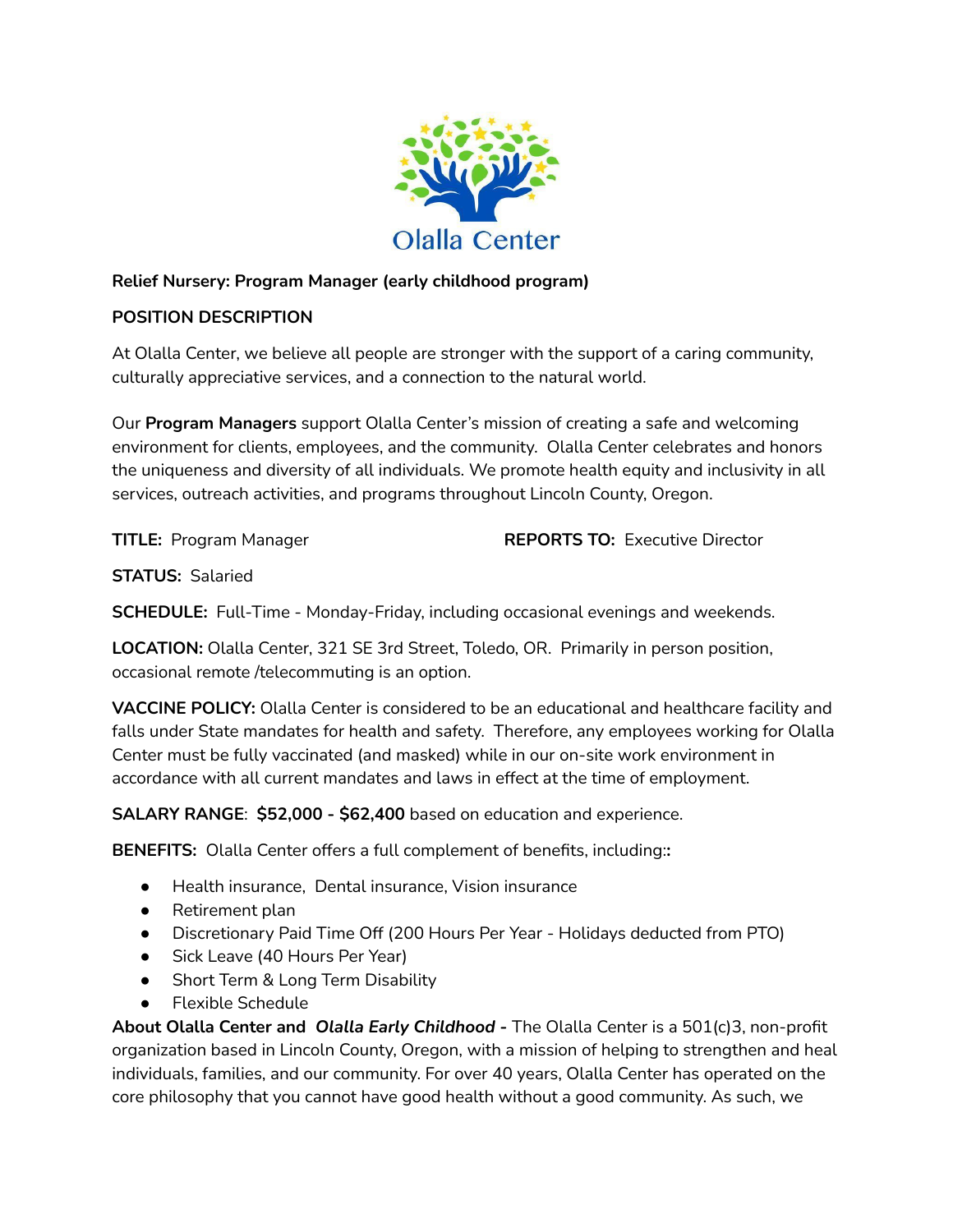Olalla Center

**Relief Nursery: Program Manager (early childhood program)**

**POSITION DESCRIPTION**

At Olalla Center, we believe all people are stronger with the support of a caring community, culturally appreciative services, and a connection to the natural world.

Our **Program Managers** support Olalla Center's mission of creating a safe and welcoming environment for clients, employees, and the community. Olalla Center celebrates and honors the uniqueness and diversity of all individuals. We promote health equity and inclusivity in all services, outreach activities, and programs throughout Lincoln County, Oregon.

**TITLE:** Program Manager

**REPORTS TO:** Executive Director

**STATUS:** Salaried

**SCHEDULE:** Full-Time - Monday-Friday, including occasional evenings and weekends.

**LOCATION:** Olalla Center, 321 SE 3rd Street, Toledo, OR. Primarily in person position, occasional remote /telecommuting is an option.

**VACCINE POLICY:** Olalla Center is considered to be an educational and healthcare facility and falls under State mandates for health and safety. Therefore, any employees working for Olalla Center must be fully vaccinated (and masked) while in our on-site work environment in accordance with all current mandates and laws in effect at the time of employment.

**SALARY RANGE**: **$52,000 - $62,400** based on education and experience.

**BENEFITS:** Olalla Center offers a full complement of benefits, including:**:**

- Health insurance, Dental insurance, Vision insurance
- Retirement plan
- Discretionary Paid Time Off (200 Hours Per Year - Holidays deducted from PTO)
- Sick Leave (40 Hours Per Year)
- Short Term & Long Term Disability
- Flexible Schedule

**About Olalla Center and *Olalla Early Childhood* -** The Olalla Center is a 501(c)3, non-profit organization based in Lincoln County, Oregon, with a mission of helping to strengthen and heal individuals, families, and our community. For over 40 years, Olalla Center has operated on the core philosophy that you cannot have good health without a good community. As such, we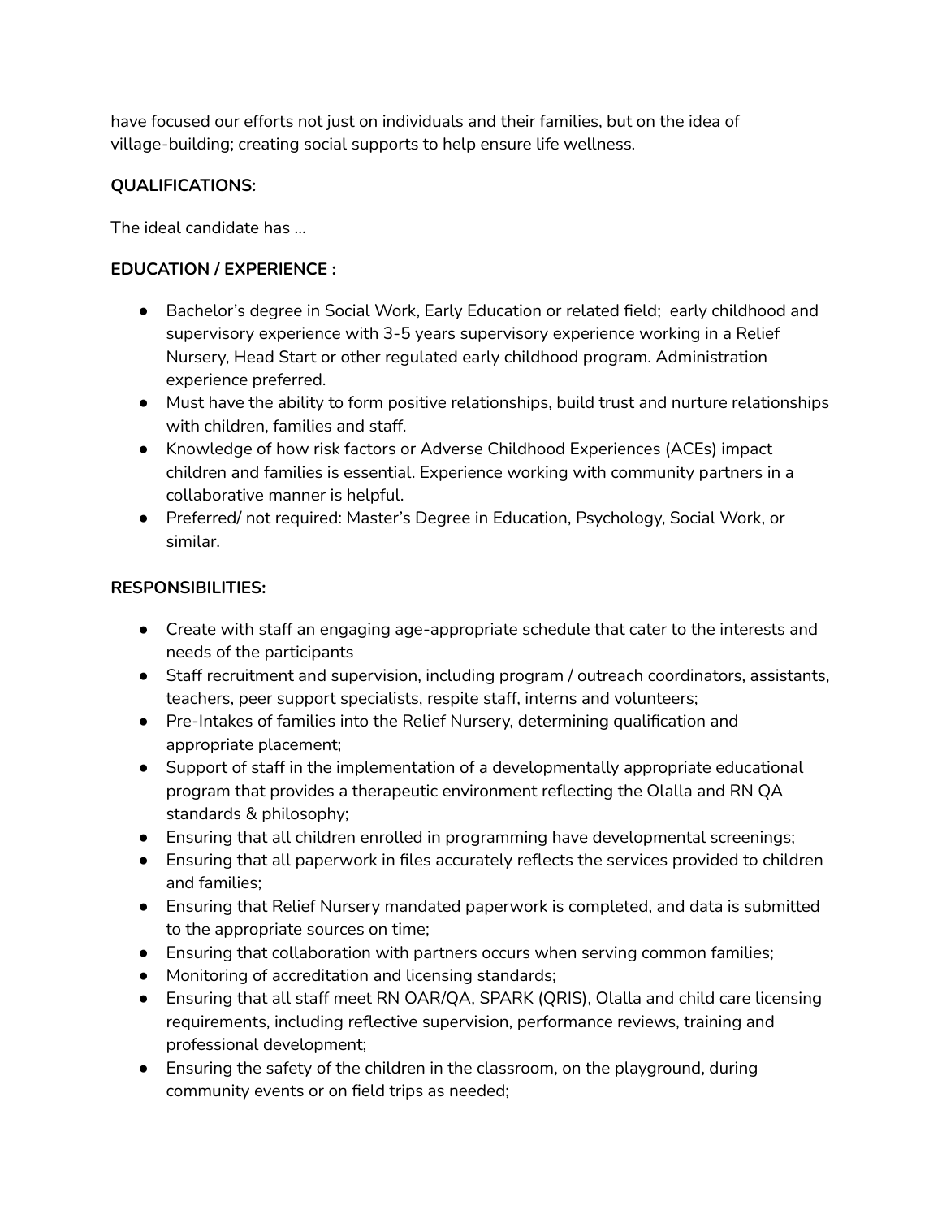have focused our efforts not just on individuals and their families, but on the idea of village-building; creating social supports to help ensure life wellness.

**QUALIFICATIONS:**

The ideal candidate has ...

**EDUCATION / EXPERIENCE :**

- Bachelor's degree in Social Work, Early Education or related field; early childhood and supervisory experience with 3-5 years supervisory experience working in a Relief Nursery, Head Start or other regulated early childhood program. Administration experience preferred.
- Must have the ability to form positive relationships, build trust and nurture relationships with children, families and staff.
- Knowledge of how risk factors or Adverse Childhood Experiences (ACEs) impact children and families is essential. Experience working with community partners in a collaborative manner is helpful.
- Preferred/ not required: Master's Degree in Education, Psychology, Social Work, or similar.

**RESPONSIBILITIES:**

- Create with staff an engaging age-appropriate schedule that cater to the interests and needs of the participants
- Staff recruitment and supervision, including program / outreach coordinators, assistants, teachers, peer support specialists, respite staff, interns and volunteers;
- Pre-Intakes of families into the Relief Nursery, determining qualification and appropriate placement;
- Support of staff in the implementation of a developmentally appropriate educational program that provides a therapeutic environment reflecting the Olalla and RN QA standards & philosophy;
- Ensuring that all children enrolled in programming have developmental screenings;
- Ensuring that all paperwork in files accurately reflects the services provided to children and families;
- Ensuring that Relief Nursery mandated paperwork is completed, and data is submitted to the appropriate sources on time;
- Ensuring that collaboration with partners occurs when serving common families;
- Monitoring of accreditation and licensing standards;
- Ensuring that all staff meet RN OAR/QA, SPARK (QRIS), Olalla and child care licensing requirements, including reflective supervision, performance reviews, training and professional development;
- Ensuring the safety of the children in the classroom, on the playground, during community events or on field trips as needed;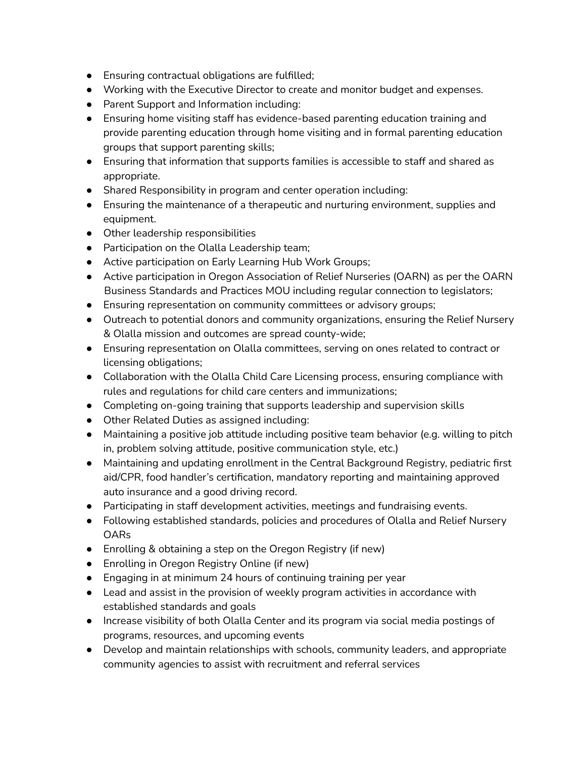- Ensuring contractual obligations are fulfilled;
- Working with the Executive Director to create and monitor budget and expenses.
- Parent Support and Information including:
- Ensuring home visiting staff has evidence-based parenting education training and provide parenting education through home visiting and in formal parenting education groups that support parenting skills;
- Ensuring that information that supports families is accessible to staff and shared as appropriate.
- Shared Responsibility in program and center operation including:
- Ensuring the maintenance of a therapeutic and nurturing environment, supplies and equipment.
- Other leadership responsibilities
- Participation on the Olalla Leadership team;
- Active participation on Early Learning Hub Work Groups;
- Active participation in Oregon Association of Relief Nurseries (OARN) as per the OARN Business Standards and Practices MOU including regular connection to legislators;
- Ensuring representation on community committees or advisory groups;
- Outreach to potential donors and community organizations, ensuring the Relief Nursery & Olalla mission and outcomes are spread county-wide;
- Ensuring representation on Olalla committees, serving on ones related to contract or licensing obligations;
- Collaboration with the Olalla Child Care Licensing process, ensuring compliance with rules and regulations for child care centers and immunizations;
- Completing on-going training that supports leadership and supervision skills
- Other Related Duties as assigned including:
- Maintaining a positive job attitude including positive team behavior (e.g. willing to pitch in, problem solving attitude, positive communication style, etc.)
- Maintaining and updating enrollment in the Central Background Registry, pediatric first aid/CPR, food handler's certification, mandatory reporting and maintaining approved auto insurance and a good driving record.
- Participating in staff development activities, meetings and fundraising events.
- Following established standards, policies and procedures of Olalla and Relief Nursery OARs
- Enrolling & obtaining a step on the Oregon Registry (if new)
- Enrolling in Oregon Registry Online (if new)
- Engaging in at minimum 24 hours of continuing training per year
- Lead and assist in the provision of weekly program activities in accordance with established standards and goals
- Increase visibility of both Olalla Center and its program via social media postings of programs, resources, and upcoming events
- Develop and maintain relationships with schools, community leaders, and appropriate community agencies to assist with recruitment and referral services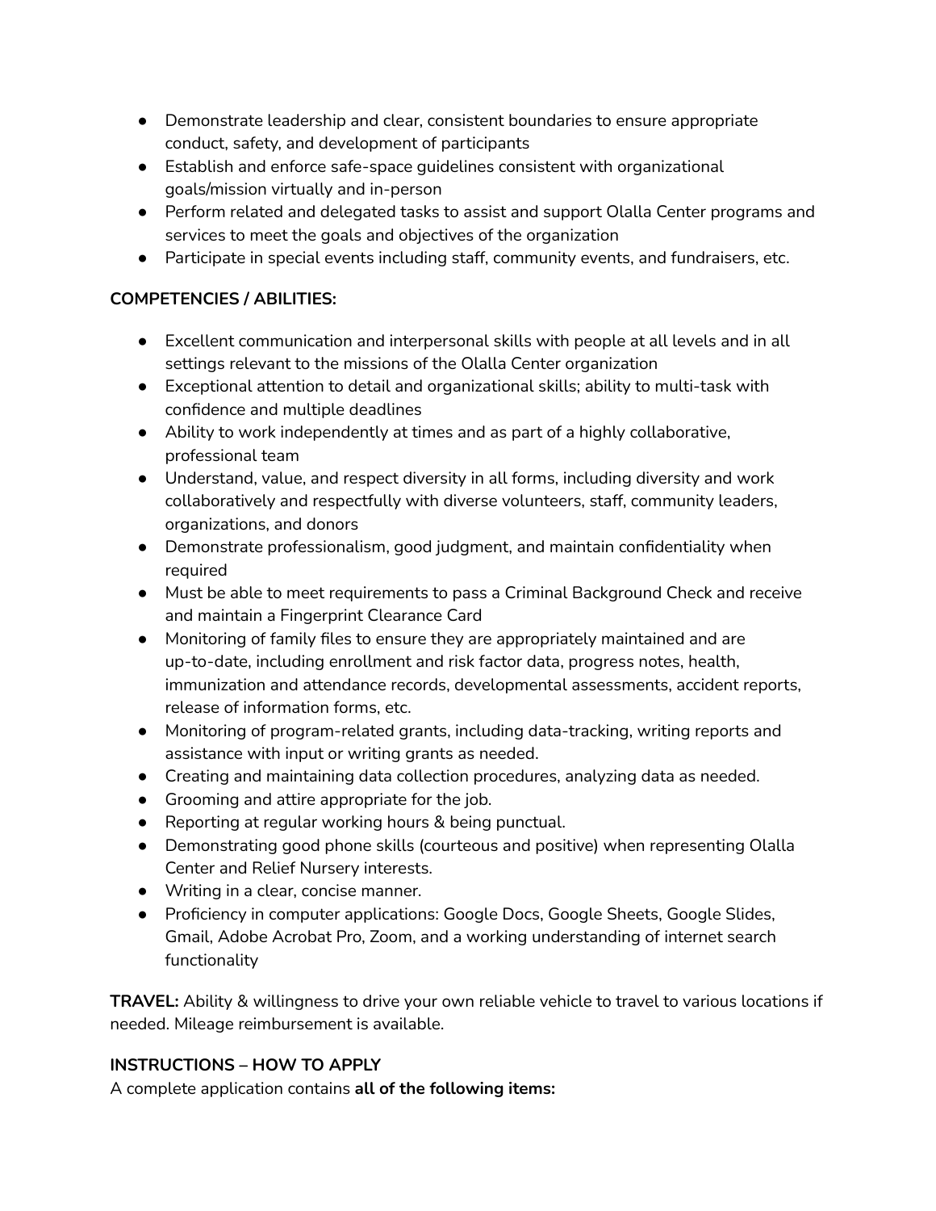- Demonstrate leadership and clear, consistent boundaries to ensure appropriate conduct, safety, and development of participants
- Establish and enforce safe-space guidelines consistent with organizational goals/mission virtually and in-person
- Perform related and delegated tasks to assist and support Olalla Center programs and services to meet the goals and objectives of the organization
- Participate in special events including staff, community events, and fundraisers, etc.

**COMPETENCIES / ABILITIES:**

- Excellent communication and interpersonal skills with people at all levels and in all settings relevant to the missions of the Olalla Center organization
- Exceptional attention to detail and organizational skills; ability to multi-task with confidence and multiple deadlines
- Ability to work independently at times and as part of a highly collaborative, professional team
- Understand, value, and respect diversity in all forms, including diversity and work collaboratively and respectfully with diverse volunteers, staff, community leaders, organizations, and donors
- Demonstrate professionalism, good judgment, and maintain confidentiality when required
- Must be able to meet requirements to pass a Criminal Background Check and receive and maintain a Fingerprint Clearance Card
- Monitoring of family files to ensure they are appropriately maintained and are up-to-date, including enrollment and risk factor data, progress notes, health, immunization and attendance records, developmental assessments, accident reports, release of information forms, etc.
- Monitoring of program-related grants, including data-tracking, writing reports and assistance with input or writing grants as needed.
- Creating and maintaining data collection procedures, analyzing data as needed.
- Grooming and attire appropriate for the job.
- Reporting at regular working hours & being punctual.
- Demonstrating good phone skills (courteous and positive) when representing Olalla Center and Relief Nursery interests.
- Writing in a clear, concise manner.
- Proficiency in computer applications: Google Docs, Google Sheets, Google Slides, Gmail, Adobe Acrobat Pro, Zoom, and a working understanding of internet search functionality

**TRAVEL:** Ability & willingness to drive your own reliable vehicle to travel to various locations if needed. Mileage reimbursement is available.

**INSTRUCTIONS – HOW TO APPLY**

A complete application contains **all of the following items:**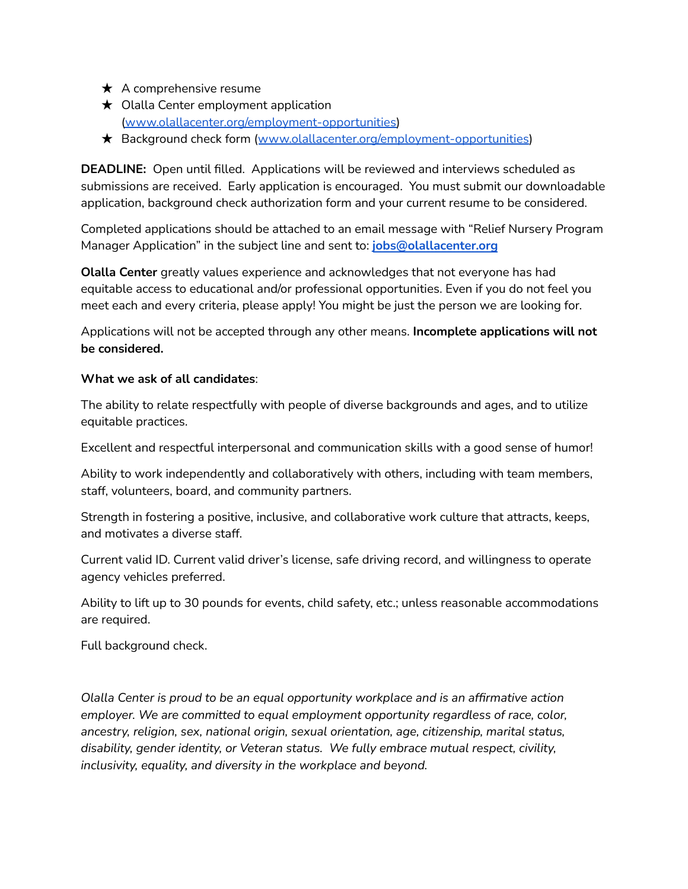★ A comprehensive resume
★ Olalla Center employment application (www.olallacenter.org/employment-opportunities)
★ Background check form (www.olallacenter.org/employment-opportunities)

**DEADLINE:** Open until filled. Applications will be reviewed and interviews scheduled as submissions are received. Early application is encouraged. You must submit our downloadable application, background check authorization form and your current resume to be considered.

Completed applications should be attached to an email message with "Relief Nursery Program Manager Application" in the subject line and sent to: **jobs@olallacenter.org**

**Olalla Center** greatly values experience and acknowledges that not everyone has had equitable access to educational and/or professional opportunities. Even if you do not feel you meet each and every criteria, please apply! You might be just the person we are looking for.

Applications will not be accepted through any other means. **Incomplete applications will not be considered.**

**What we ask of all candidates**:

The ability to relate respectfully with people of diverse backgrounds and ages, and to utilize equitable practices.

Excellent and respectful interpersonal and communication skills with a good sense of humor!

Ability to work independently and collaboratively with others, including with team members, staff, volunteers, board, and community partners.

Strength in fostering a positive, inclusive, and collaborative work culture that attracts, keeps, and motivates a diverse staff.

Current valid ID. Current valid driver's license, safe driving record, and willingness to operate agency vehicles preferred.

Ability to lift up to 30 pounds for events, child safety, etc.; unless reasonable accommodations are required.

Full background check.

*Olalla Center is proud to be an equal opportunity workplace and is an affirmative action employer. We are committed to equal employment opportunity regardless of race, color, ancestry, religion, sex, national origin, sexual orientation, age, citizenship, marital status, disability, gender identity, or Veteran status. We fully embrace mutual respect, civility, inclusivity, equality, and diversity in the workplace and beyond.*